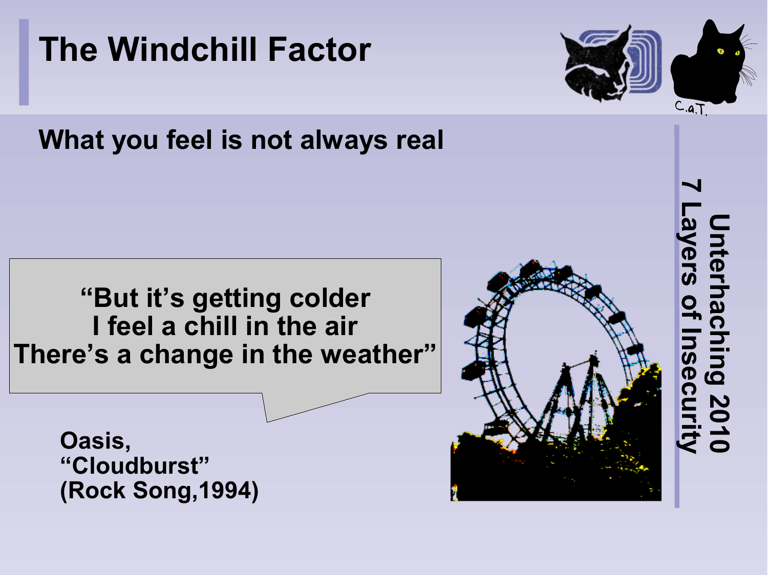# The Windchill Factor

**What you feel is not always real**

> **"But it's getting colder**
> **I feel a chill in the air**
> **There's a change in the weather"**

**Oasis,**
**"Cloudburst"**
**(Rock Song,1994)**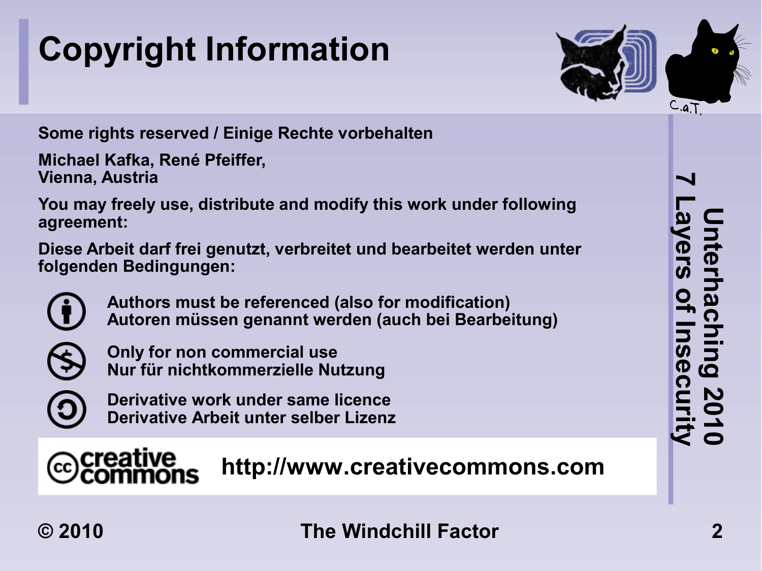# Copyright Information

**Some rights reserved / Einige Rechte vorbehalten**

**Michael Kafka, René Pfeiffer,**
**Vienna, Austria**

**You may freely use, distribute and modify this work under following agreement:**

**Diese Arbeit darf frei genutzt, verbreitet und bearbeitet werden unter folgenden Bedingungen:**

- **Authors must be referenced (also for modification)**
  **Autoren müssen genannt werden (auch bei Bearbeitung)**
- **Only for non commercial use**
  **Nur für nichtkommerzielle Nutzung**
- **Derivative work under same licence**
  **Derivative Arbeit unter selber Lizenz**

creative commons **http://www.creativecommons.com**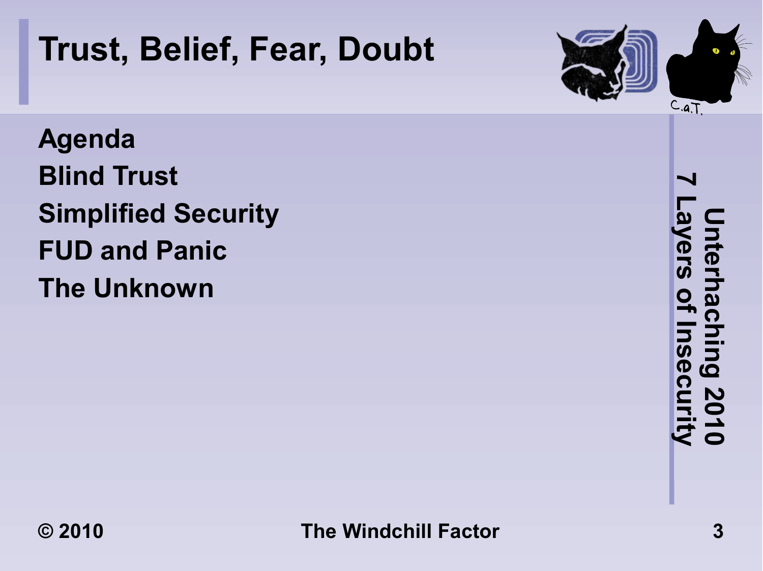# Trust, Belief, Fear, Doubt

- Agenda
- Blind Trust
- Simplified Security
- FUD and Panic
- The Unknown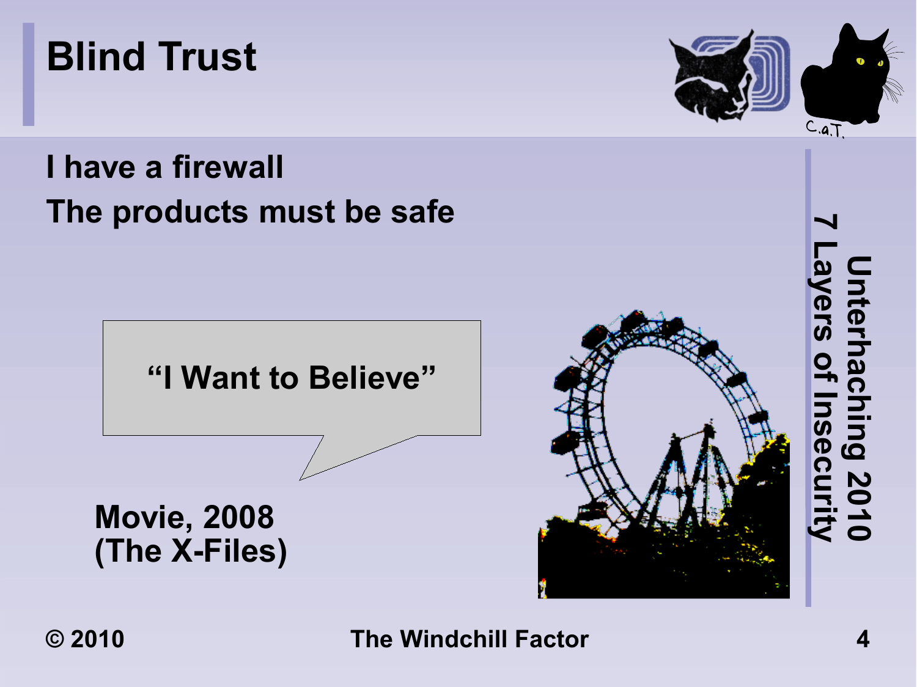# Blind Trust

I have a firewall

The products must be safe

"I Want to Believe"

Movie, 2008
(The X-Files)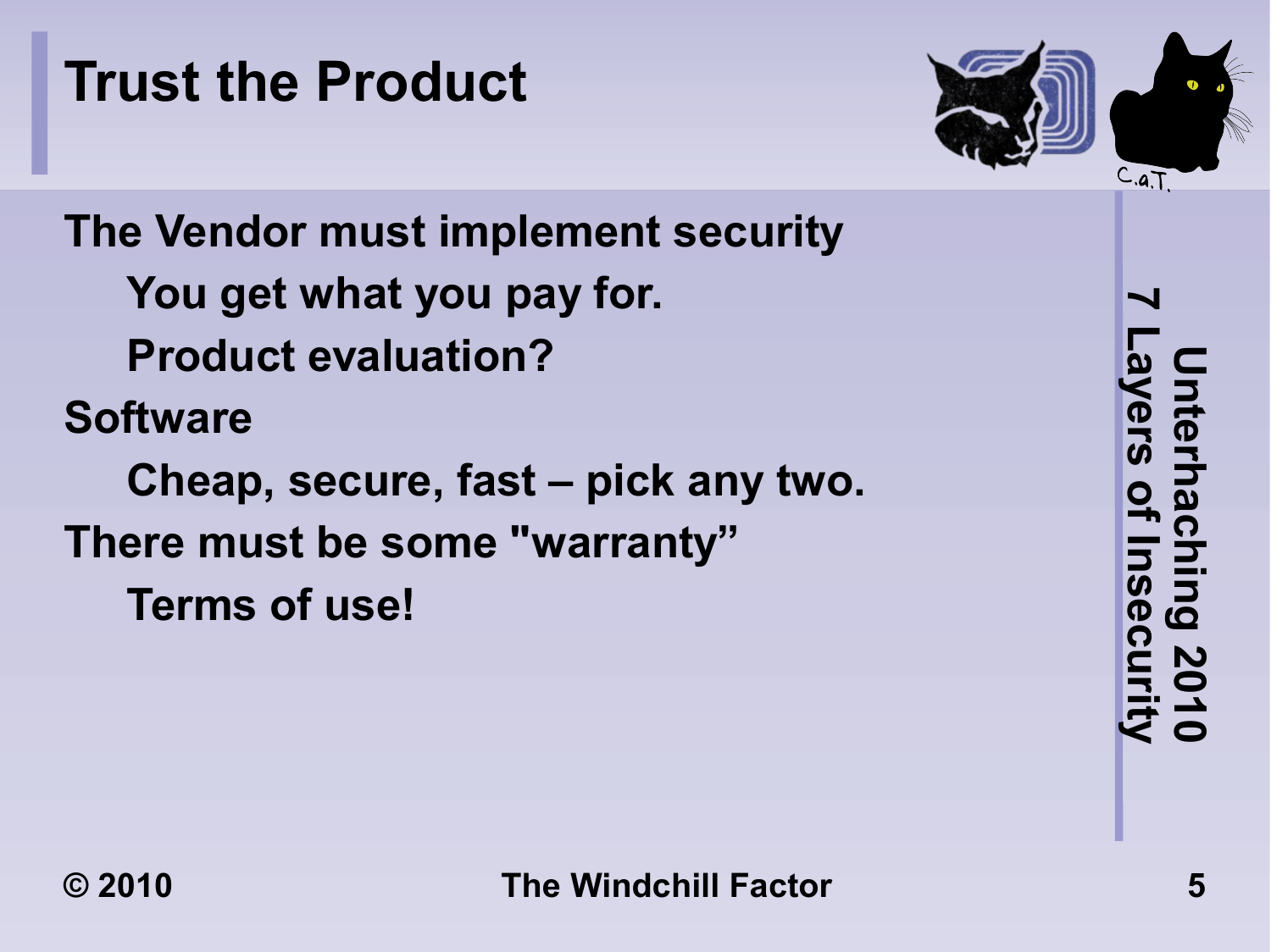# Trust the Product

- The Vendor must implement security
  - You get what you pay for.
  - Product evaluation?
- Software
  - Cheap, secure, fast – pick any two.
- There must be some "warranty"
  - Terms of use!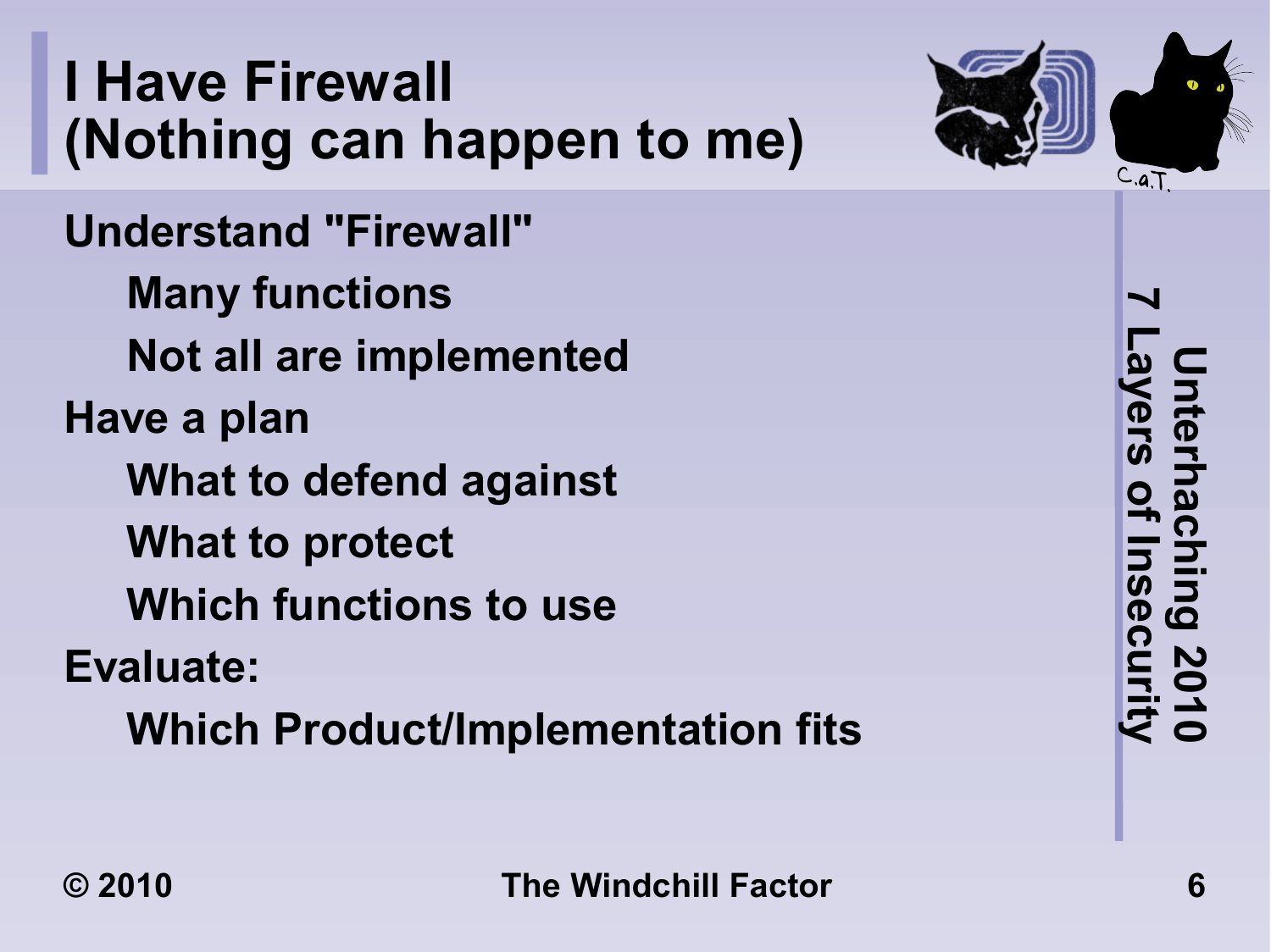# I Have Firewall (Nothing can happen to me)

- Understand "Firewall"
  - Many functions
  - Not all are implemented
- Have a plan
  - What to defend against
  - What to protect
  - Which functions to use
- Evaluate:
  - Which Product/Implementation fits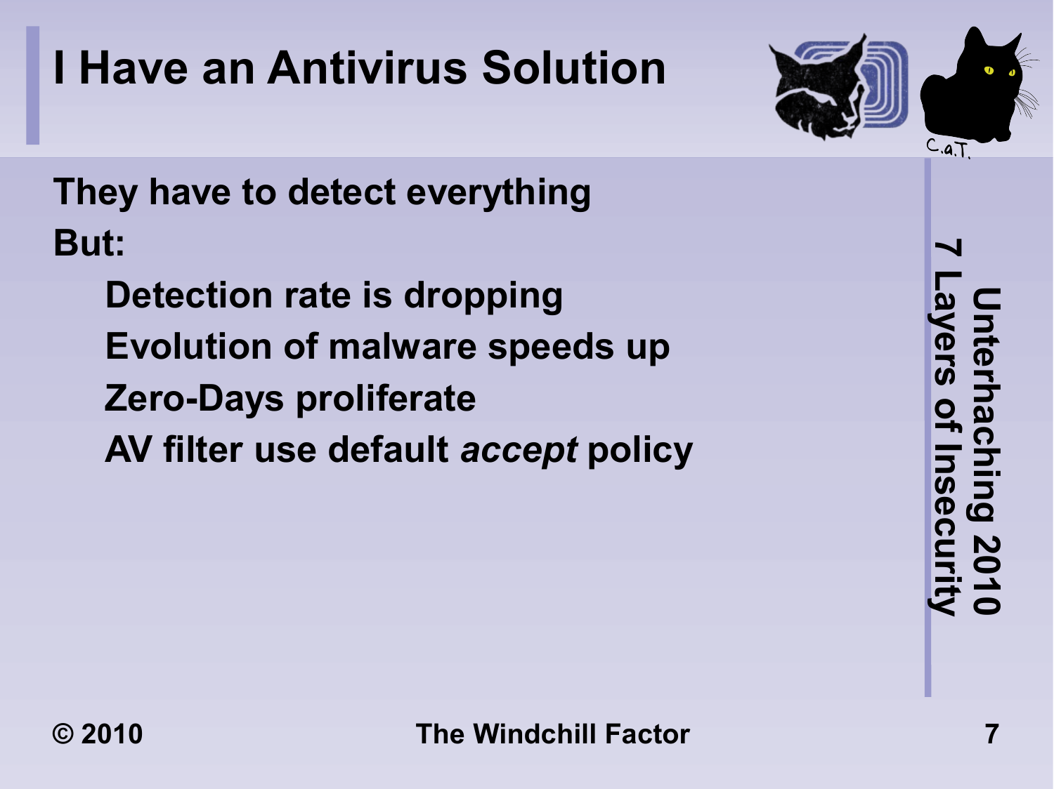# I Have an Antivirus Solution

They have to detect everything

But:

- Detection rate is dropping
- Evolution of malware speeds up
- Zero-Days proliferate
- AV filter use default *accept* policy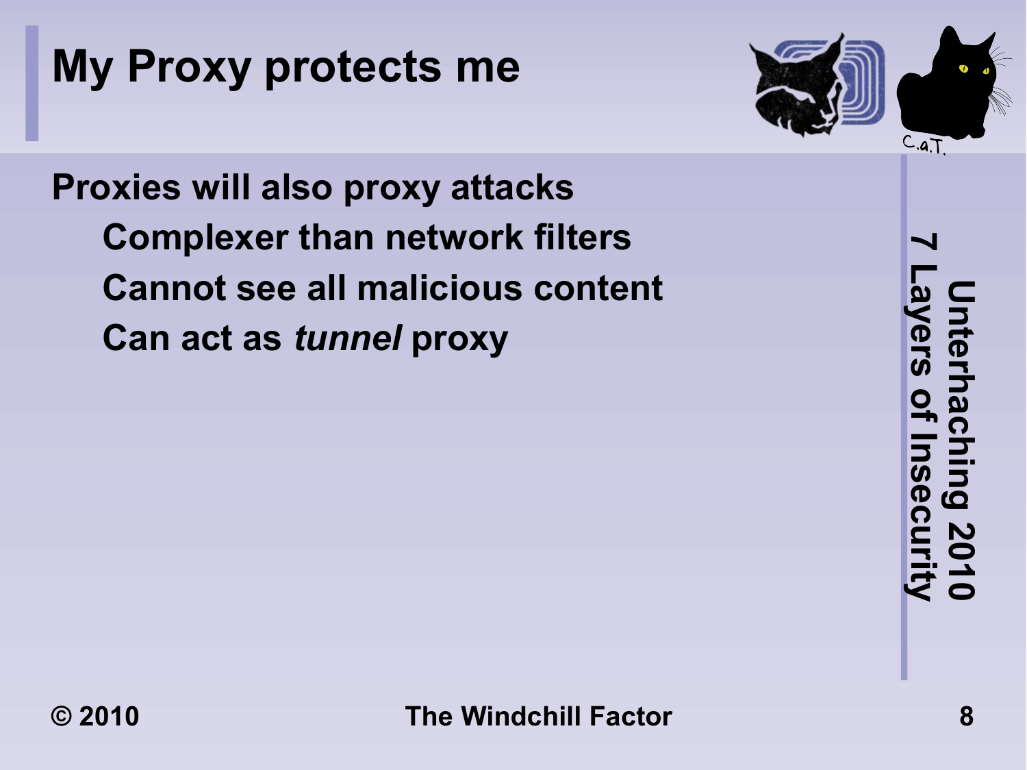# My Proxy protects me

- Proxies will also proxy attacks
  - Complexer than network filters
  - Cannot see all malicious content
  - Can act as *tunnel* proxy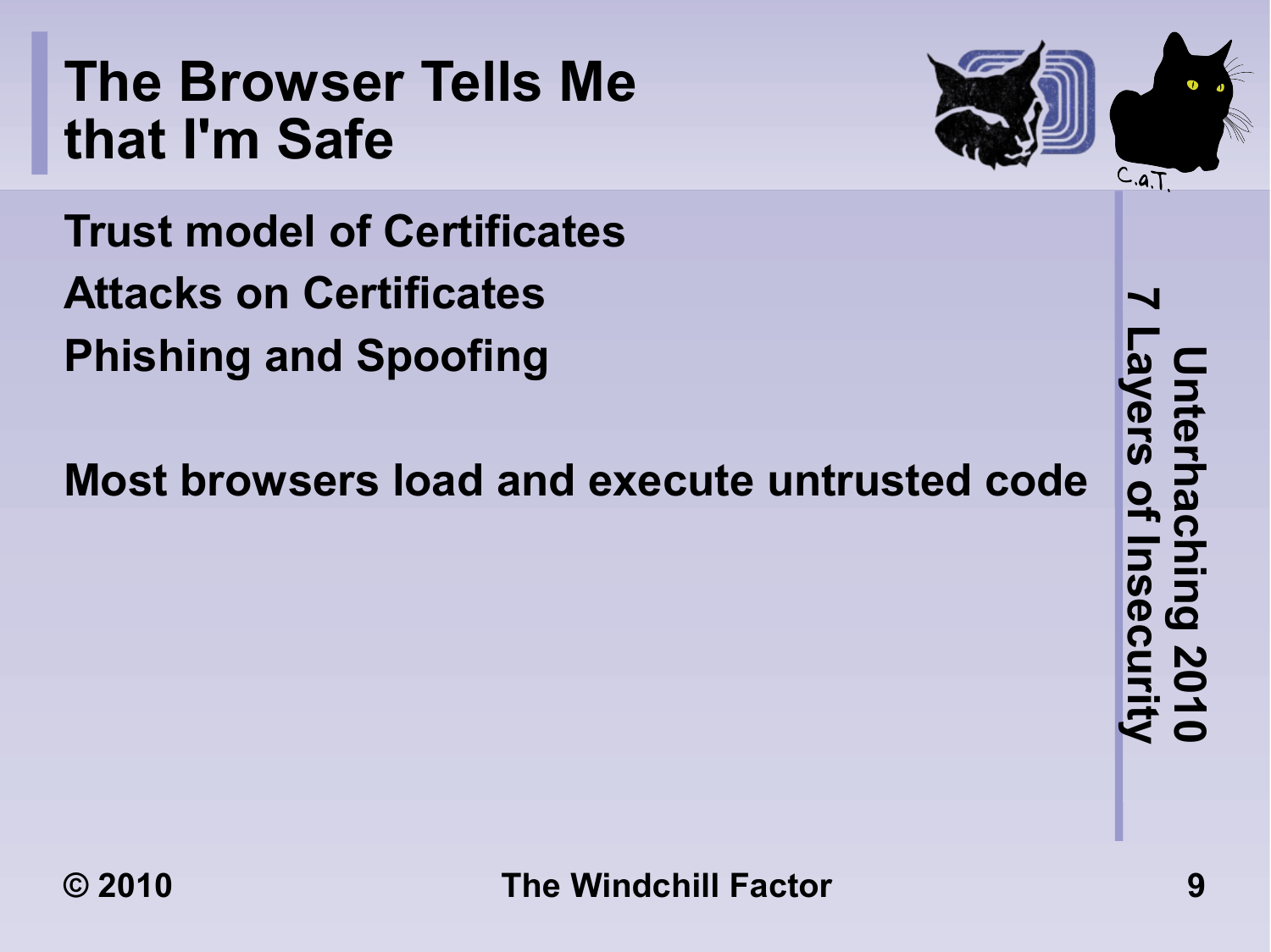# The Browser Tells Me that I'm Safe

Trust model of Certificates

Attacks on Certificates

Phishing and Spoofing

Most browsers load and execute untrusted code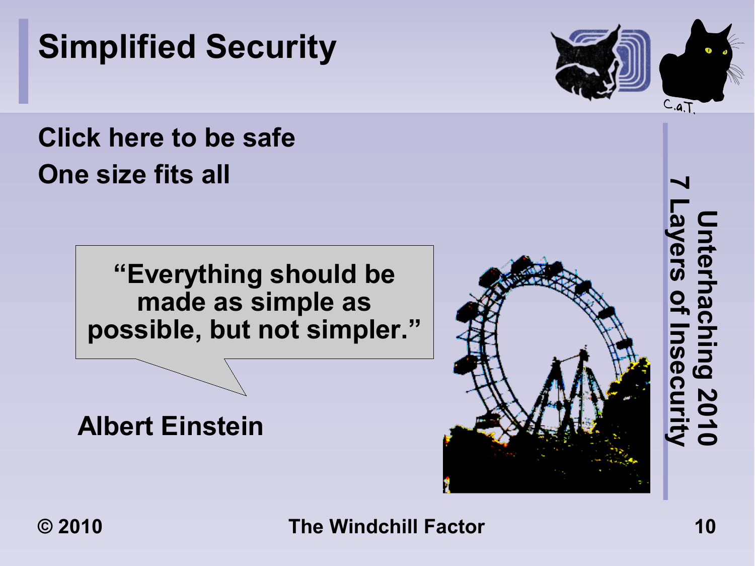# Simplified Security

Click here to be safe

One size fits all

> "Everything should be made as simple as possible, but not simpler."

Albert Einstein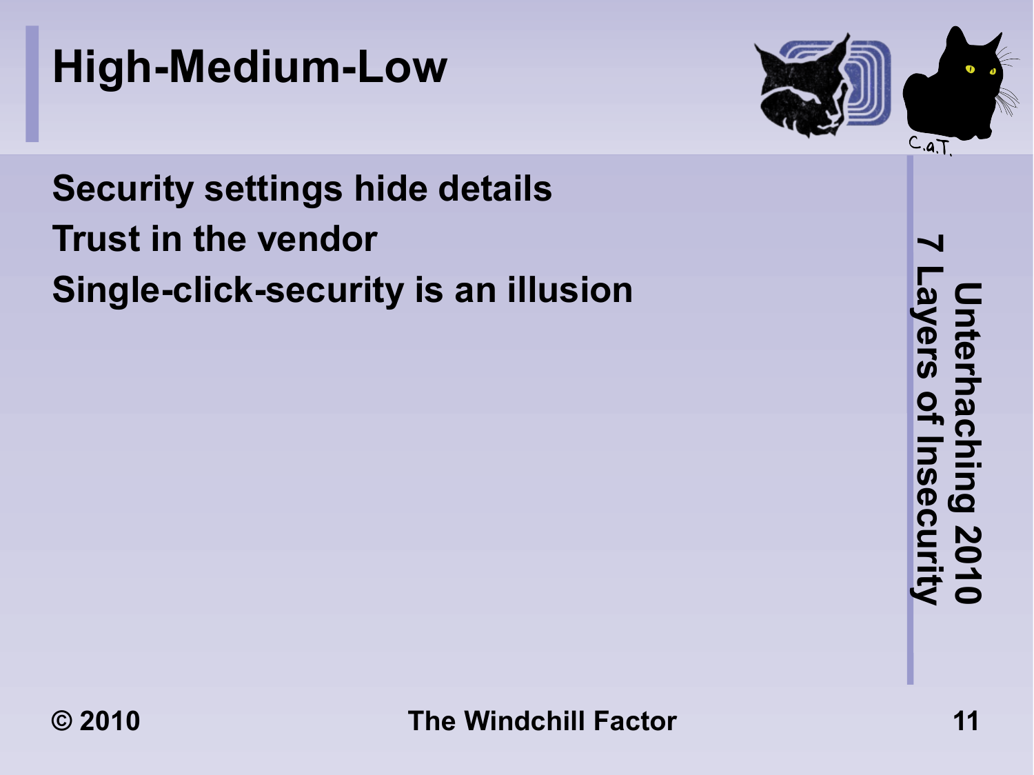# High-Medium-Low

- Security settings hide details
- Trust in the vendor
- Single-click-security is an illusion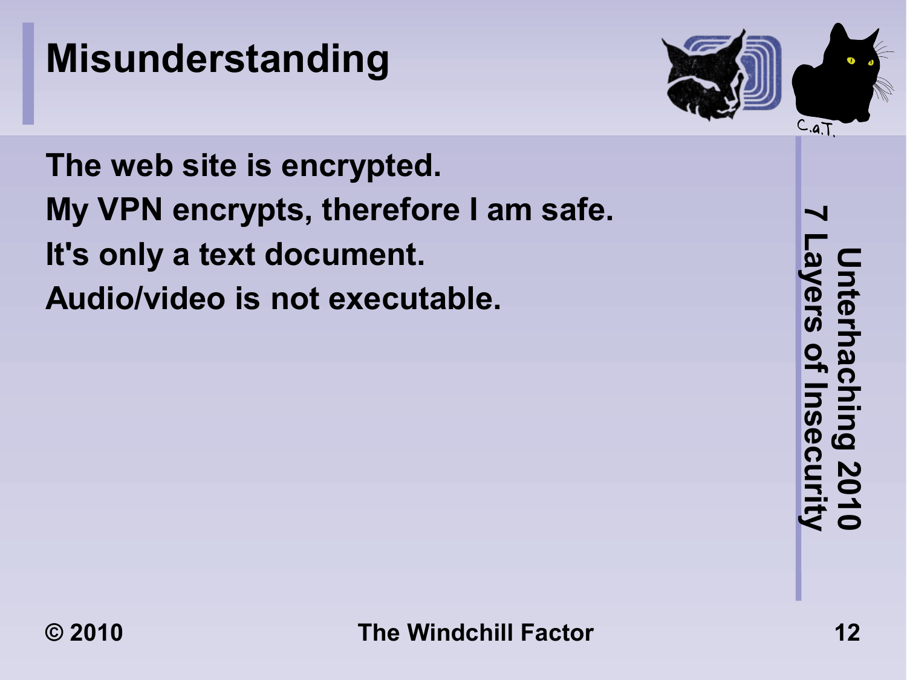# Misunderstanding

The web site is encrypted.

My VPN encrypts, therefore I am safe.

It's only a text document.

Audio/video is not executable.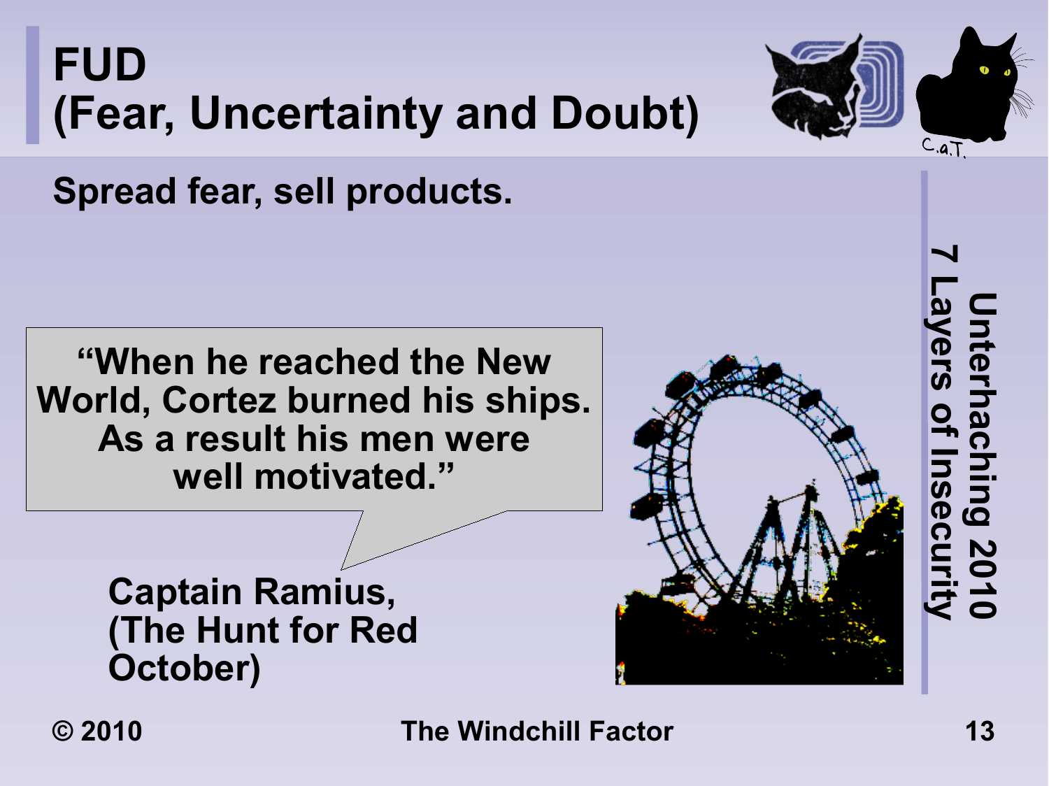# FUD
# (Fear, Uncertainty and Doubt)

**Spread fear, sell products.**

> **"When he reached the New World, Cortez burned his ships. As a result his men were well motivated."**

**Captain Ramius, (The Hunt for Red October)**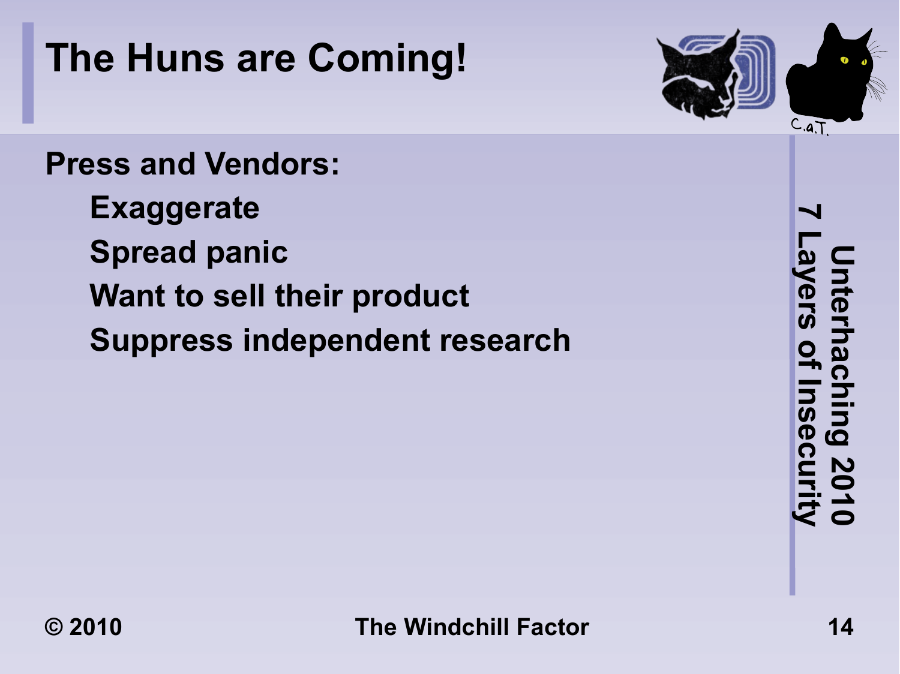# The Huns are Coming!

**Press and Vendors:**

- **Exaggerate**
- **Spread panic**
- **Want to sell their product**
- **Suppress independent research**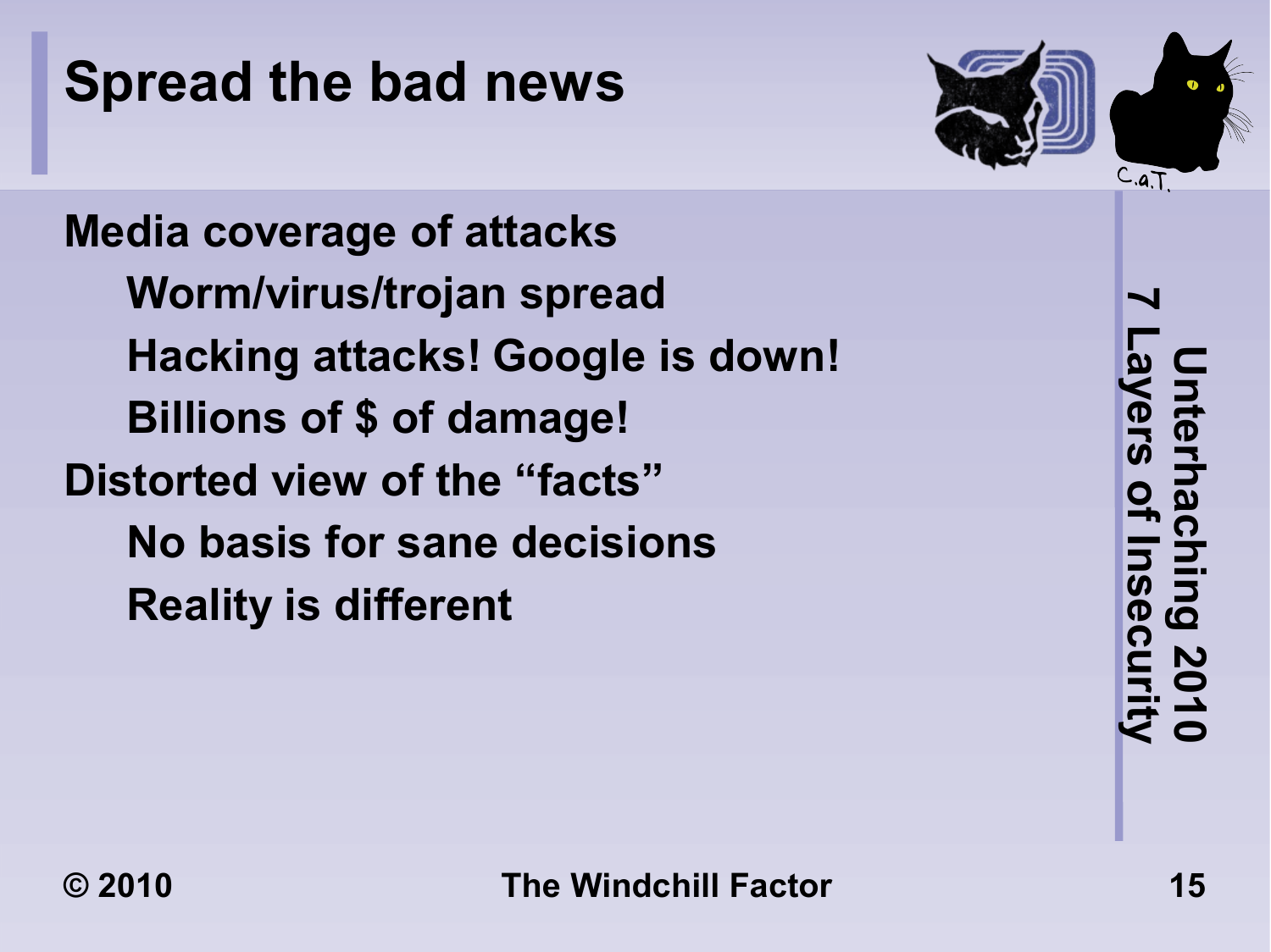# Spread the bad news

- Media coverage of attacks
  - Worm/virus/trojan spread
  - Hacking attacks! Google is down!
  - Billions of $ of damage!
- Distorted view of the “facts”
  - No basis for sane decisions
  - Reality is different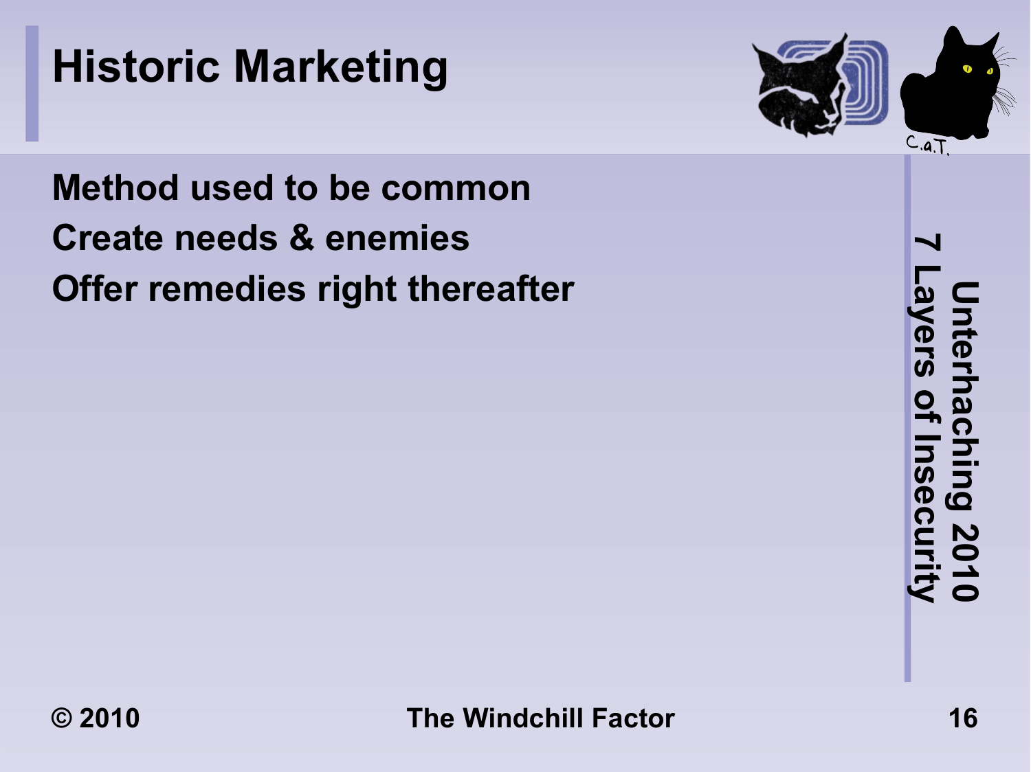# Historic Marketing

Method used to be common

Create needs & enemies

Offer remedies right thereafter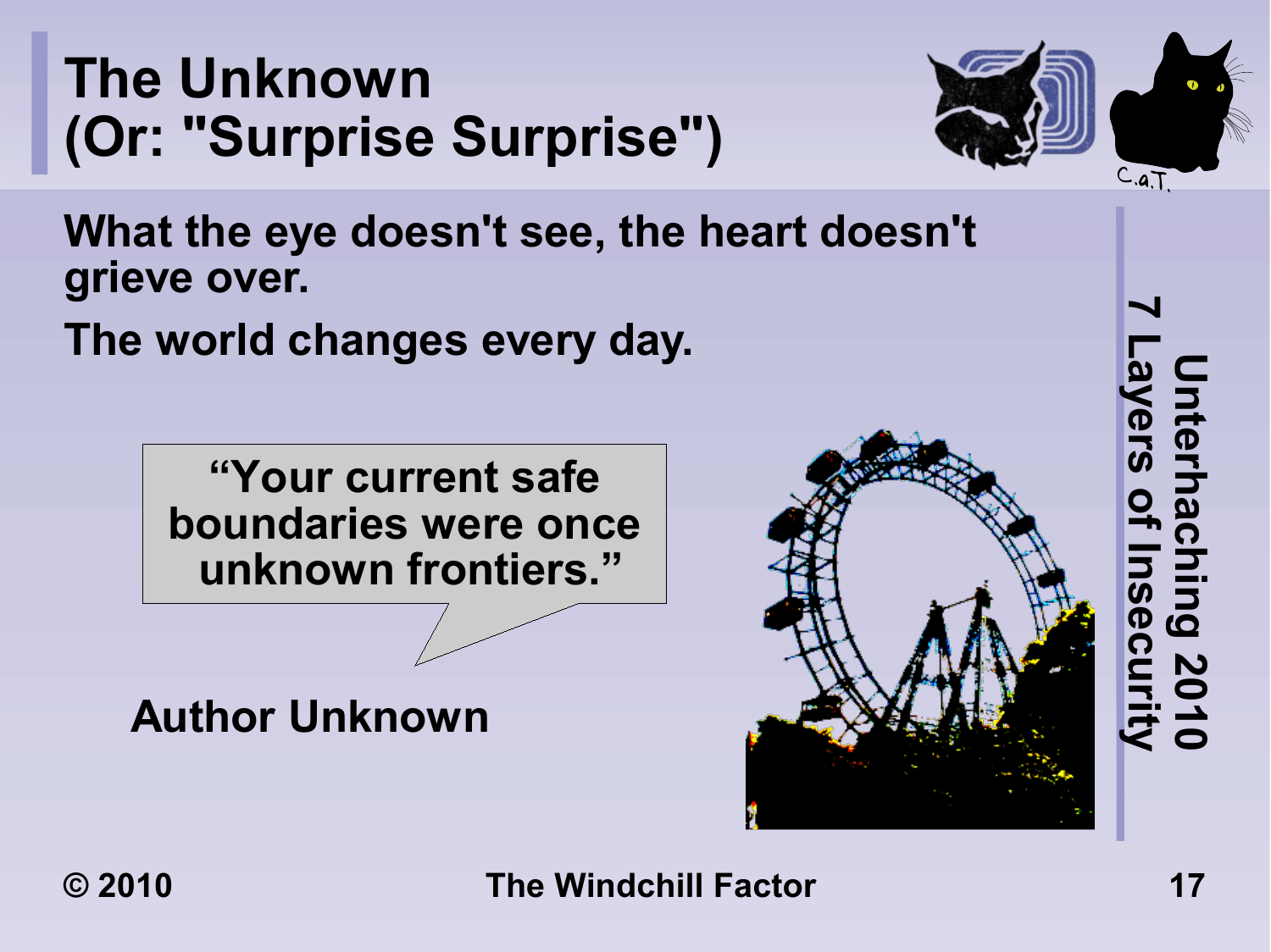# The Unknown (Or: "Surprise Surprise")

What the eye doesn't see, the heart doesn't grieve over.

The world changes every day.

> "Your current safe boundaries were once unknown frontiers."

Author Unknown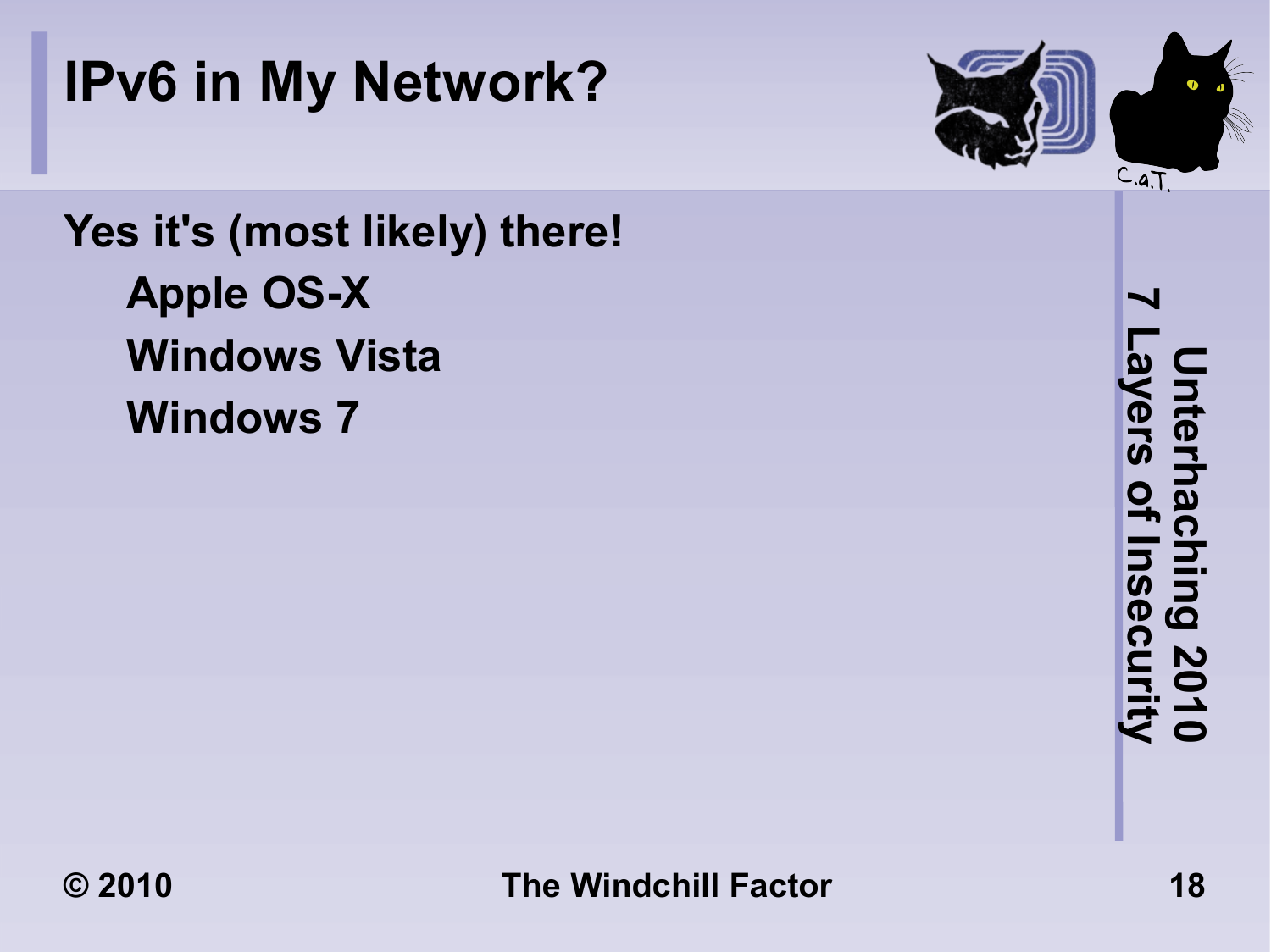# IPv6 in My Network?

**Yes it's (most likely) there!**

- **Apple OS-X**
- **Windows Vista**
- **Windows 7**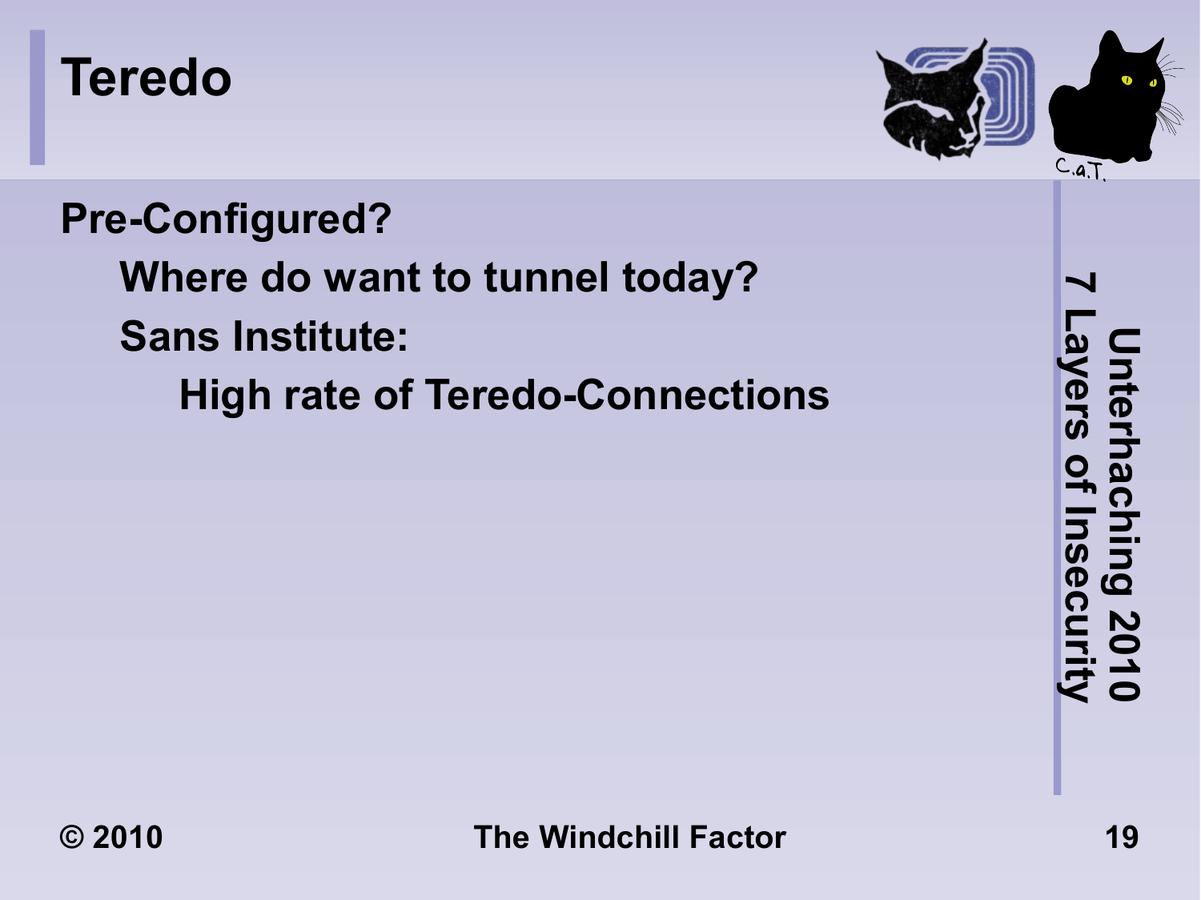# Teredo

- **Pre-Configured?**
  - **Where do want to tunnel today?**
  - **Sans Institute:**
    - **High rate of Teredo-Connections**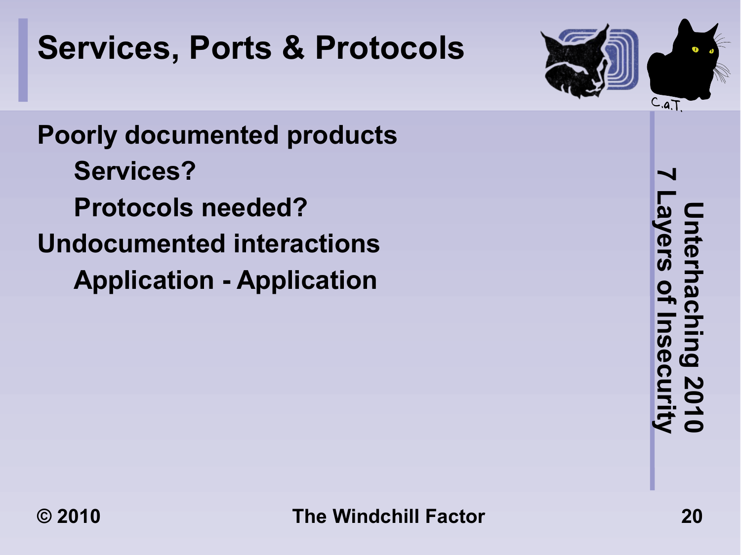# Services, Ports & Protocols

- **Poorly documented products**
  - **Services?**
  - **Protocols needed?**
- **Undocumented interactions**
  - **Application - Application**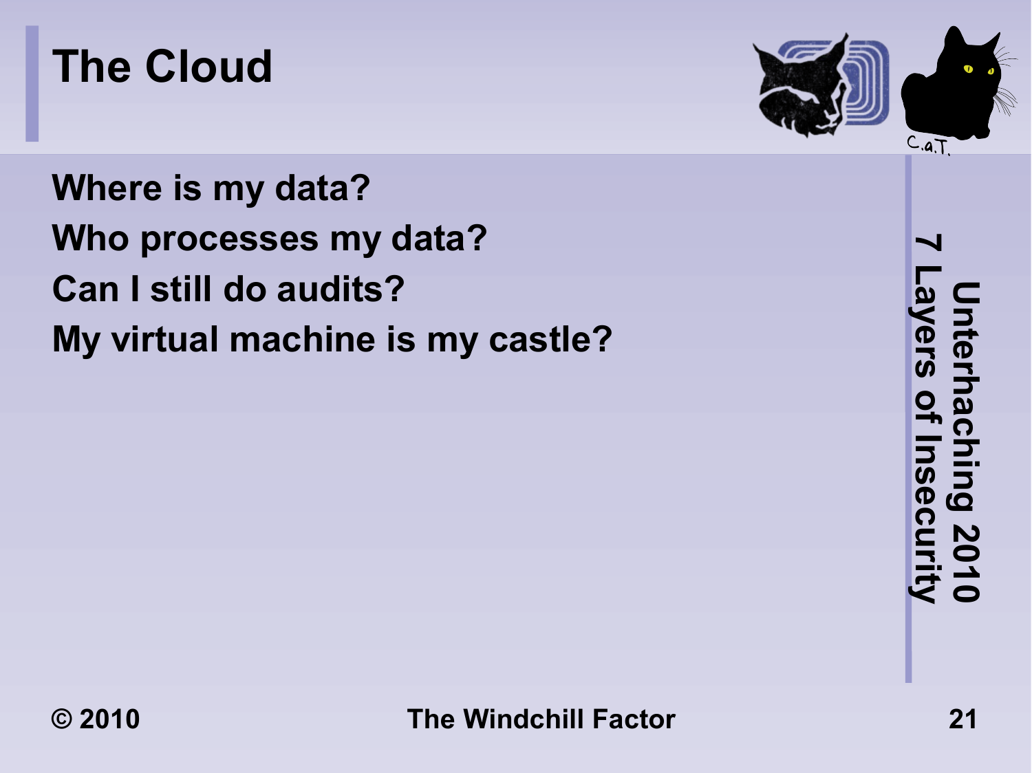# The Cloud

Where is my data?

Who processes my data?

Can I still do audits?

My virtual machine is my castle?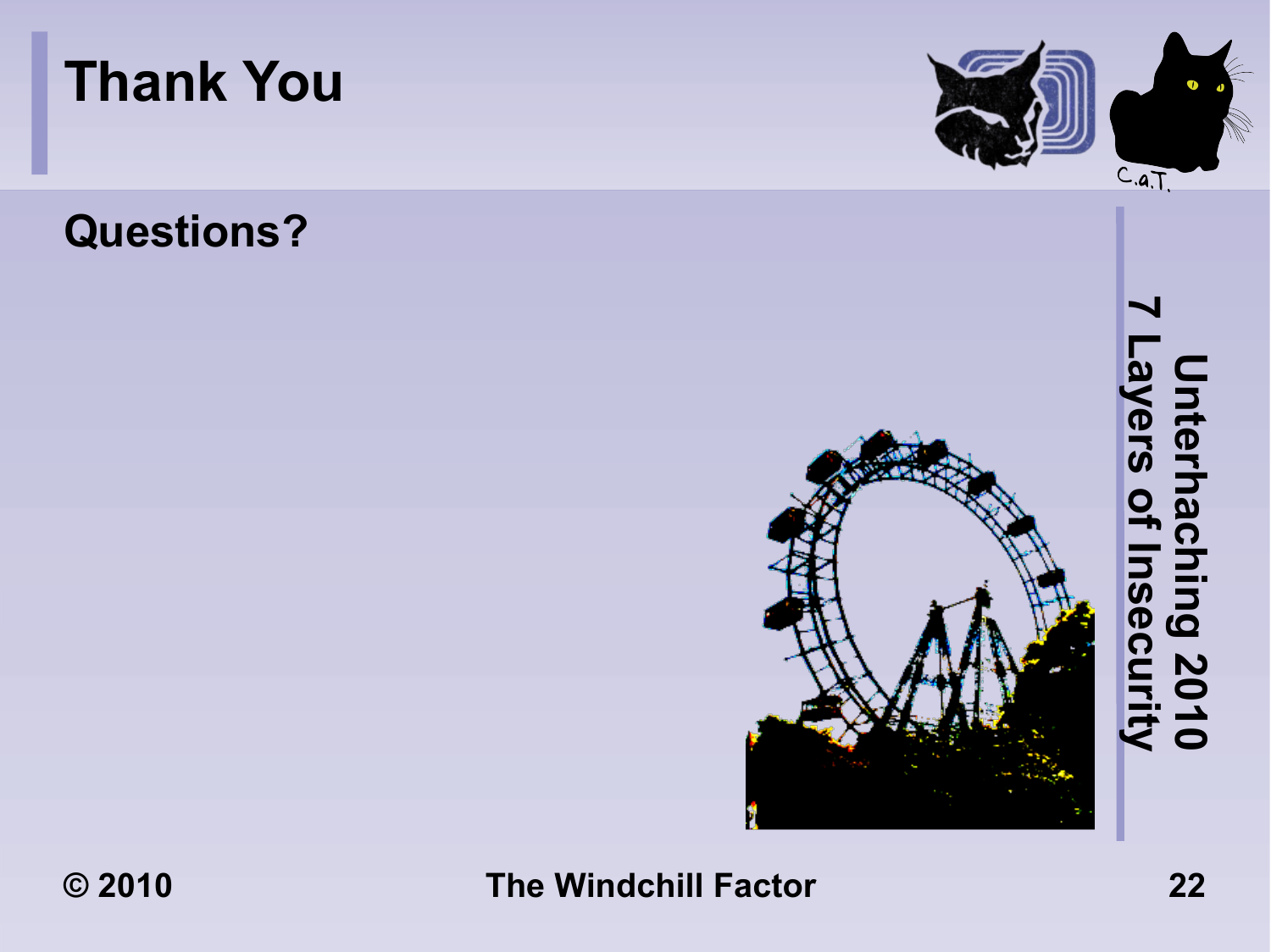# Thank You

**Questions?**